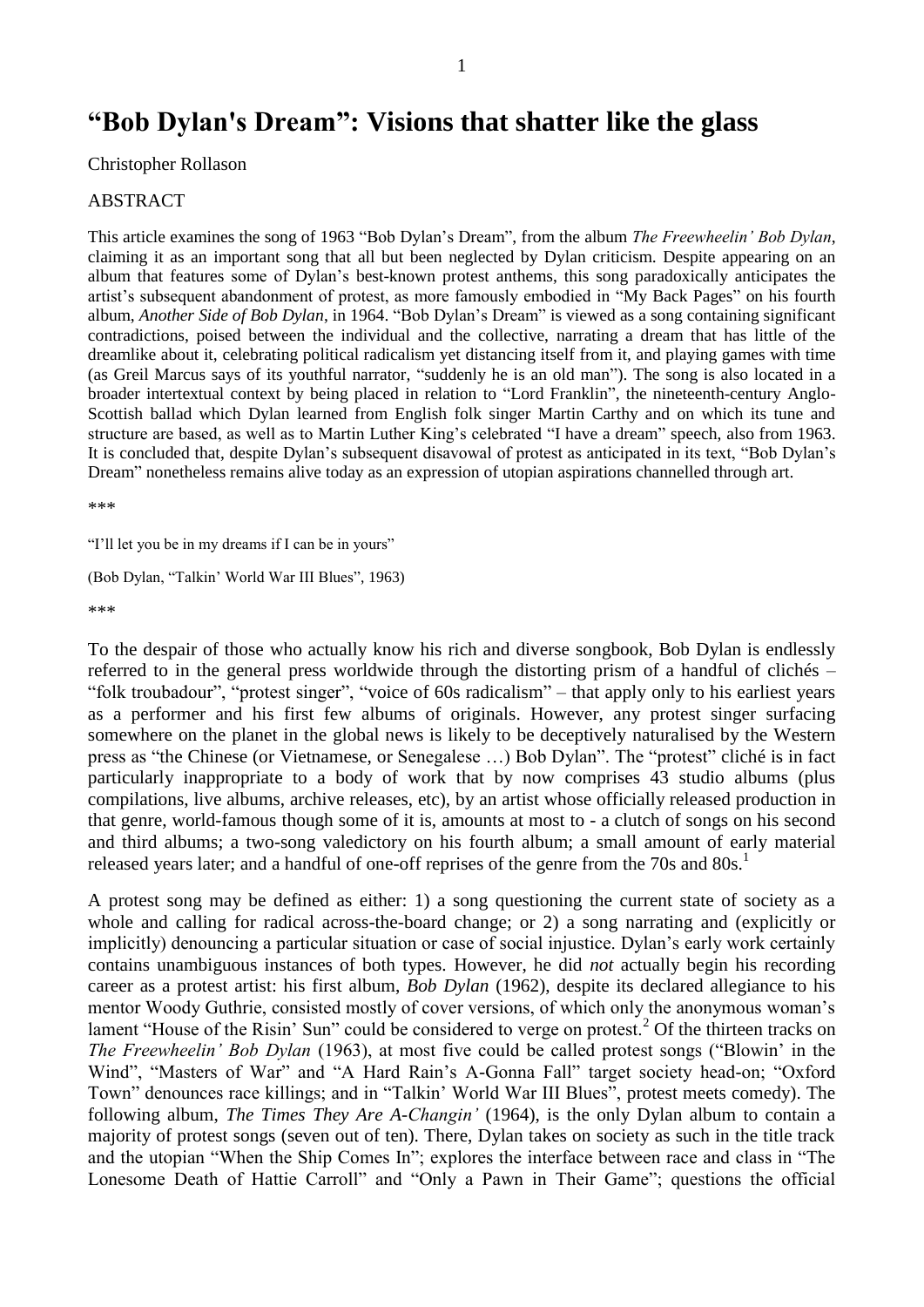# "Bob Dylan's Dream": Visions that shatter like the glass

Christopher Rollason

ABSTRACT

This article examines the song of 1963 "Bob Dylan's Dream", from the album *The Freewheelin' Bob Dylan*, claiming it as an important song that all but been neglected by Dylan criticism. Despite appearing on an album that features some of Dylan's best-known protest anthems, this song paradoxically anticipates the artist's subsequent abandonment of protest, as more famously embodied in "My Back Pages" on his fourth album, *Another Side of Bob Dylan*, in 1964. "Bob Dylan's Dream" is viewed as a song containing significant contradictions, poised between the individual and the collective, narrating a dream that has little of the dreamlike about it, celebrating political radicalism yet distancing itself from it, and playing games with time (as Greil Marcus says of its youthful narrator, "suddenly he is an old man"). The song is also located in a broader intertextual context by being placed in relation to "Lord Franklin", the nineteenth-century Anglo-Scottish ballad which Dylan learned from English folk singer Martin Carthy and on which its tune and structure are based, as well as to Martin Luther King's celebrated "I have a dream" speech, also from 1963. It is concluded that, despite Dylan's subsequent disavowal of protest as anticipated in its text, "Bob Dylan's Dream" nonetheless remains alive today as an expression of utopian aspirations channelled through art.

\*\*\*

"I'll let you be in my dreams if I can be in yours"

(Bob Dylan, "Talkin' World War III Blues", 1963)

\*\*\*

To the despair of those who actually know his rich and diverse songbook, Bob Dylan is endlessly referred to in the general press worldwide through the distorting prism of a handful of clichés – "folk troubadour", "protest singer", "voice of 60s radicalism" – that apply only to his earliest years as a performer and his first few albums of originals. However, any protest singer surfacing somewhere on the planet in the global news is likely to be deceptively naturalised by the Western press as "the Chinese (or Vietnamese, or Senegalese …) Bob Dylan". The "protest" cliché is in fact particularly inappropriate to a body of work that by now comprises 43 studio albums (plus compilations, live albums, archive releases, etc), by an artist whose officially released production in that genre, world-famous though some of it is, amounts at most to - a clutch of songs on his second and third albums; a two-song valedictory on his fourth album; a small amount of early material released years later; and a handful of one-off reprises of the genre from the 70s and 80s.[1]

A protest song may be defined as either: 1) a song questioning the current state of society as a whole and calling for radical across-the-board change; or 2) a song narrating and (explicitly or implicitly) denouncing a particular situation or case of social injustice. Dylan's early work certainly contains unambiguous instances of both types. However, he did *not* actually begin his recording career as a protest artist: his first album, *Bob Dylan* (1962), despite its declared allegiance to his mentor Woody Guthrie, consisted mostly of cover versions, of which only the anonymous woman's lament "House of the Risin' Sun" could be considered to verge on protest.[2] Of the thirteen tracks on *The Freewheelin' Bob Dylan* (1963), at most five could be called protest songs ("Blowin' in the Wind", "Masters of War" and "A Hard Rain's A-Gonna Fall" target society head-on; "Oxford Town" denounces race killings; and in "Talkin' World War III Blues", protest meets comedy). The following album, *The Times They Are A-Changin'* (1964), is the only Dylan album to contain a majority of protest songs (seven out of ten). There, Dylan takes on society as such in the title track and the utopian "When the Ship Comes In"; explores the interface between race and class in "The Lonesome Death of Hattie Carroll" and "Only a Pawn in Their Game"; questions the official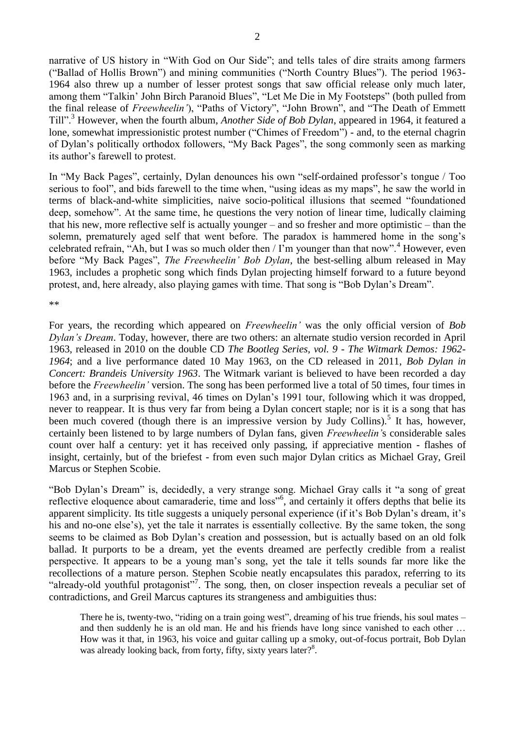narrative of US history in "With God on Our Side"; and tells tales of dire straits among farmers ("Ballad of Hollis Brown") and mining communities ("North Country Blues"). The period 1963-1964 also threw up a number of lesser protest songs that saw official release only much later, among them "Talkin' John Birch Paranoid Blues", "Let Me Die in My Footsteps" (both pulled from the final release of *Freewheelin'*), "Paths of Victory", "John Brown", and "The Death of Emmett Till".[3] However, when the fourth album, *Another Side of Bob Dylan*, appeared in 1964, it featured a lone, somewhat impressionistic protest number ("Chimes of Freedom") - and, to the eternal chagrin of Dylan's politically orthodox followers, "My Back Pages", the song commonly seen as marking its author's farewell to protest.

In "My Back Pages", certainly, Dylan denounces his own "self-ordained professor's tongue / Too serious to fool", and bids farewell to the time when, "using ideas as my maps", he saw the world in terms of black-and-white simplicities, naive socio-political illusions that seemed "foundationed deep, somehow". At the same time, he questions the very notion of linear time, ludically claiming that his new, more reflective self is actually younger – and so fresher and more optimistic – than the solemn, prematurely aged self that went before. The paradox is hammered home in the song's celebrated refrain, "Ah, but I was so much older then / I'm younger than that now".[4] However, even before "My Back Pages", *The Freewheelin' Bob Dylan*, the best-selling album released in May 1963, includes a prophetic song which finds Dylan projecting himself forward to a future beyond protest, and, here already, also playing games with time. That song is "Bob Dylan's Dream".

**

For years, the recording which appeared on *Freewheelin'* was the only official version of *Bob Dylan's Dream*. Today, however, there are two others: an alternate studio version recorded in April 1963, released in 2010 on the double CD *The Bootleg Series, vol. 9 - The Witmark Demos: 1962-1964*; and a live performance dated 10 May 1963, on the CD released in 2011, *Bob Dylan in Concert: Brandeis University 1963*. The Witmark variant is believed to have been recorded a day before the *Freewheelin'* version. The song has been performed live a total of 50 times, four times in 1963 and, in a surprising revival, 46 times on Dylan's 1991 tour, following which it was dropped, never to reappear. It is thus very far from being a Dylan concert staple; nor is it is a song that has been much covered (though there is an impressive version by Judy Collins).[5] It has, however, certainly been listened to by large numbers of Dylan fans, given *Freewheelin'*'s considerable sales count over half a century: yet it has received only passing, if appreciative mention - flashes of insight, certainly, but of the briefest - from even such major Dylan critics as Michael Gray, Greil Marcus or Stephen Scobie.

"Bob Dylan's Dream" is, decidedly, a very strange song. Michael Gray calls it "a song of great reflective eloquence about camaraderie, time and loss"[6], and certainly it offers depths that belie its apparent simplicity. Its title suggests a uniquely personal experience (if it's Bob Dylan's dream, it's his and no-one else's), yet the tale it narrates is essentially collective. By the same token, the song seems to be claimed as Bob Dylan's creation and possession, but is actually based on an old folk ballad. It purports to be a dream, yet the events dreamed are perfectly credible from a realist perspective. It appears to be a young man's song, yet the tale it tells sounds far more like the recollections of a mature person. Stephen Scobie neatly encapsulates this paradox, referring to its "already-old youthful protagonist"[7]. The song, then, on closer inspection reveals a peculiar set of contradictions, and Greil Marcus captures its strangeness and ambiguities thus:

> There he is, twenty-two, "riding on a train going west", dreaming of his true friends, his soul mates – and then suddenly he is an old man. He and his friends have long since vanished to each other … How was it that, in 1963, his voice and guitar calling up a smoky, out-of-focus portrait, Bob Dylan was already looking back, from forty, fifty, sixty years later?[8].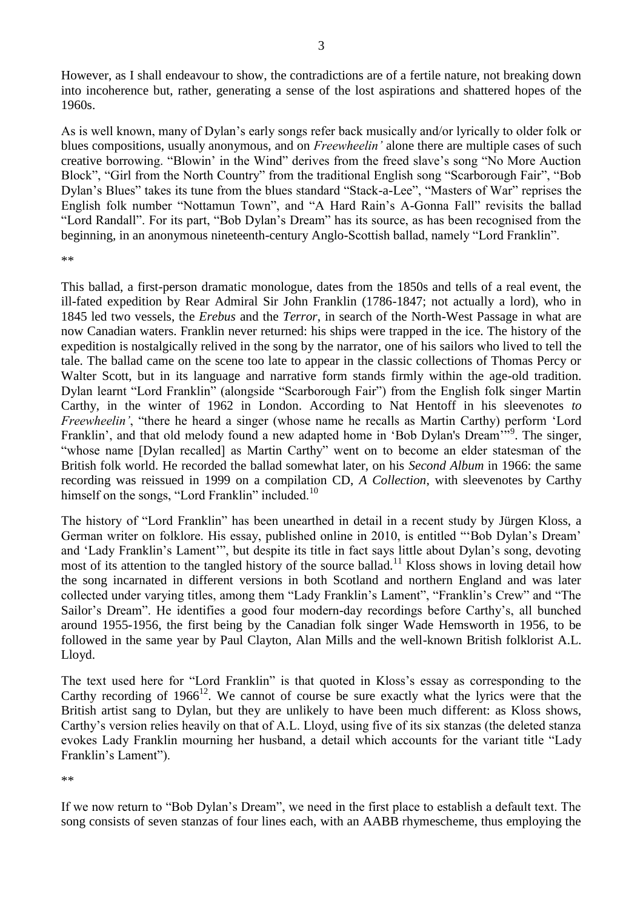However, as I shall endeavour to show, the contradictions are of a fertile nature, not breaking down into incoherence but, rather, generating a sense of the lost aspirations and shattered hopes of the 1960s.

As is well known, many of Dylan's early songs refer back musically and/or lyrically to older folk or blues compositions, usually anonymous, and on *Freewheelin'* alone there are multiple cases of such creative borrowing. "Blowin' in the Wind" derives from the freed slave's song "No More Auction Block", "Girl from the North Country" from the traditional English song "Scarborough Fair", "Bob Dylan's Blues" takes its tune from the blues standard "Stack-a-Lee", "Masters of War" reprises the English folk number "Nottamun Town", and "A Hard Rain's A-Gonna Fall" revisits the ballad "Lord Randall". For its part, "Bob Dylan's Dream" has its source, as has been recognised from the beginning, in an anonymous nineteenth-century Anglo-Scottish ballad, namely "Lord Franklin".

**

This ballad, a first-person dramatic monologue, dates from the 1850s and tells of a real event, the ill-fated expedition by Rear Admiral Sir John Franklin (1786-1847; not actually a lord), who in 1845 led two vessels, the *Erebus* and the *Terror*, in search of the North-West Passage in what are now Canadian waters. Franklin never returned: his ships were trapped in the ice. The history of the expedition is nostalgically relived in the song by the narrator, one of his sailors who lived to tell the tale. The ballad came on the scene too late to appear in the classic collections of Thomas Percy or Walter Scott, but in its language and narrative form stands firmly within the age-old tradition. Dylan learnt "Lord Franklin" (alongside "Scarborough Fair") from the English folk singer Martin Carthy, in the winter of 1962 in London. According to Nat Hentoff in his sleevenotes *to Freewheelin'*, "there he heard a singer (whose name he recalls as Martin Carthy) perform 'Lord Franklin', and that old melody found a new adapted home in 'Bob Dylan's Dream'"[9]. The singer, "whose name [Dylan recalled] as Martin Carthy" went on to become an elder statesman of the British folk world. He recorded the ballad somewhat later, on his *Second Album* in 1966: the same recording was reissued in 1999 on a compilation CD, *A Collection*, with sleevenotes by Carthy himself on the songs, "Lord Franklin" included.[10]

The history of "Lord Franklin" has been unearthed in detail in a recent study by Jürgen Kloss, a German writer on folklore. His essay, published online in 2010, is entitled "'Bob Dylan's Dream' and 'Lady Franklin's Lament'", but despite its title in fact says little about Dylan's song, devoting most of its attention to the tangled history of the source ballad.[11] Kloss shows in loving detail how the song incarnated in different versions in both Scotland and northern England and was later collected under varying titles, among them "Lady Franklin's Lament", "Franklin's Crew" and "The Sailor's Dream". He identifies a good four modern-day recordings before Carthy's, all bunched around 1955-1956, the first being by the Canadian folk singer Wade Hemsworth in 1956, to be followed in the same year by Paul Clayton, Alan Mills and the well-known British folklorist A.L. Lloyd.

The text used here for "Lord Franklin" is that quoted in Kloss's essay as corresponding to the Carthy recording of 1966[12]. We cannot of course be sure exactly what the lyrics were that the British artist sang to Dylan, but they are unlikely to have been much different: as Kloss shows, Carthy's version relies heavily on that of A.L. Lloyd, using five of its six stanzas (the deleted stanza evokes Lady Franklin mourning her husband, a detail which accounts for the variant title "Lady Franklin's Lament").

**

If we now return to "Bob Dylan's Dream", we need in the first place to establish a default text. The song consists of seven stanzas of four lines each, with an AABB rhymescheme, thus employing the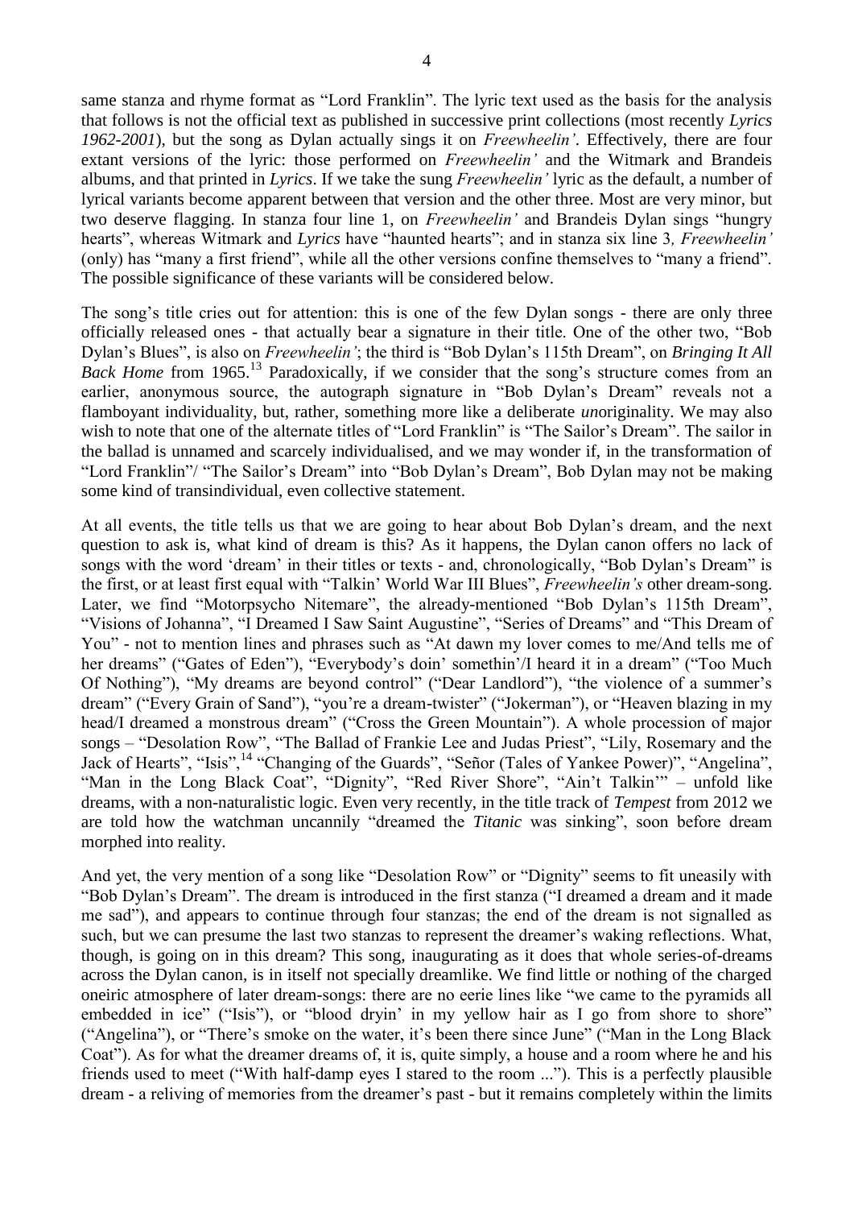same stanza and rhyme format as "Lord Franklin". The lyric text used as the basis for the analysis that follows is not the official text as published in successive print collections (most recently *Lyrics 1962-2001*), but the song as Dylan actually sings it on *Freewheelin'*. Effectively, there are four extant versions of the lyric: those performed on *Freewheelin'* and the Witmark and Brandeis albums, and that printed in *Lyrics*. If we take the sung *Freewheelin'* lyric as the default, a number of lyrical variants become apparent between that version and the other three. Most are very minor, but two deserve flagging. In stanza four line 1, on *Freewheelin'* and Brandeis Dylan sings "hungry hearts", whereas Witmark and *Lyrics* have "haunted hearts"; and in stanza six line 3, *Freewheelin'* (only) has "many a first friend", while all the other versions confine themselves to "many a friend". The possible significance of these variants will be considered below.

The song's title cries out for attention: this is one of the few Dylan songs - there are only three officially released ones - that actually bear a signature in their title. One of the other two, "Bob Dylan's Blues", is also on *Freewheelin'*; the third is "Bob Dylan's 115th Dream", on *Bringing It All Back Home* from 1965.[13] Paradoxically, if we consider that the song's structure comes from an earlier, anonymous source, the autograph signature in "Bob Dylan's Dream" reveals not a flamboyant individuality, but, rather, something more like a deliberate *un*originality. We may also wish to note that one of the alternate titles of "Lord Franklin" is "The Sailor's Dream". The sailor in the ballad is unnamed and scarcely individualised, and we may wonder if, in the transformation of "Lord Franklin"/ "The Sailor's Dream" into "Bob Dylan's Dream", Bob Dylan may not be making some kind of transindividual, even collective statement.

At all events, the title tells us that we are going to hear about Bob Dylan's dream, and the next question to ask is, what kind of dream is this? As it happens, the Dylan canon offers no lack of songs with the word 'dream' in their titles or texts - and, chronologically, "Bob Dylan's Dream" is the first, or at least first equal with "Talkin' World War III Blues", *Freewheelin's* other dream-song. Later, we find "Motorpsycho Nitemare", the already-mentioned "Bob Dylan's 115th Dream", "Visions of Johanna", "I Dreamed I Saw Saint Augustine", "Series of Dreams" and "This Dream of You" - not to mention lines and phrases such as "At dawn my lover comes to me/And tells me of her dreams" ("Gates of Eden"), "Everybody's doin' somethin'/I heard it in a dream" ("Too Much Of Nothing"), "My dreams are beyond control" ("Dear Landlord"), "the violence of a summer's dream" ("Every Grain of Sand"), "you're a dream-twister" ("Jokerman"), or "Heaven blazing in my head/I dreamed a monstrous dream" ("Cross the Green Mountain"). A whole procession of major songs – "Desolation Row", "The Ballad of Frankie Lee and Judas Priest", "Lily, Rosemary and the Jack of Hearts", "Isis",[14] "Changing of the Guards", "Señor (Tales of Yankee Power)", "Angelina", "Man in the Long Black Coat", "Dignity", "Red River Shore", "Ain't Talkin'" – unfold like dreams, with a non-naturalistic logic. Even very recently, in the title track of *Tempest* from 2012 we are told how the watchman uncannily "dreamed the *Titanic* was sinking", soon before dream morphed into reality.

And yet, the very mention of a song like "Desolation Row" or "Dignity" seems to fit uneasily with "Bob Dylan's Dream". The dream is introduced in the first stanza ("I dreamed a dream and it made me sad"), and appears to continue through four stanzas; the end of the dream is not signalled as such, but we can presume the last two stanzas to represent the dreamer's waking reflections. What, though, is going on in this dream? This song, inaugurating as it does that whole series-of-dreams across the Dylan canon, is in itself not specially dreamlike. We find little or nothing of the charged oneiric atmosphere of later dream-songs: there are no eerie lines like "we came to the pyramids all embedded in ice" ("Isis"), or "blood dryin' in my yellow hair as I go from shore to shore" ("Angelina"), or "There's smoke on the water, it's been there since June" ("Man in the Long Black Coat"). As for what the dreamer dreams of, it is, quite simply, a house and a room where he and his friends used to meet ("With half-damp eyes I stared to the room ..."). This is a perfectly plausible dream - a reliving of memories from the dreamer's past - but it remains completely within the limits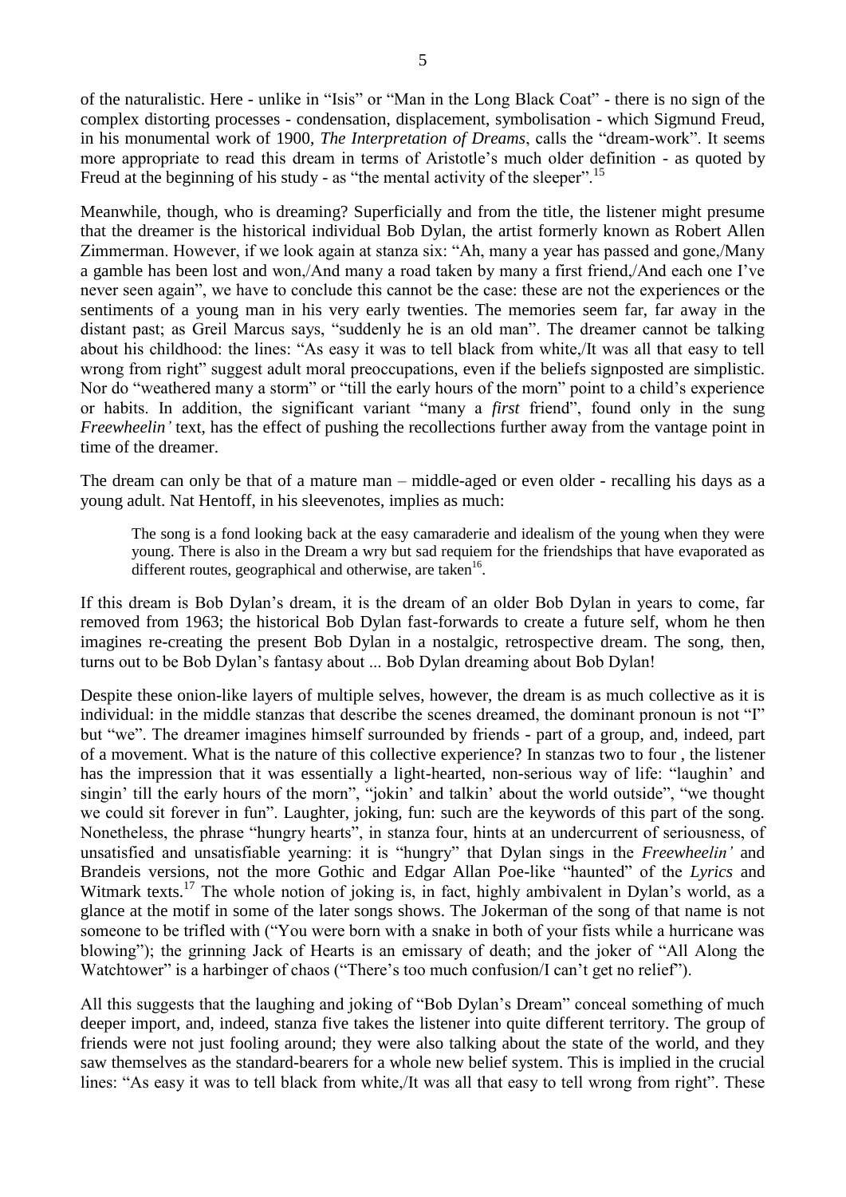of the naturalistic. Here - unlike in "Isis" or "Man in the Long Black Coat" - there is no sign of the complex distorting processes - condensation, displacement, symbolisation - which Sigmund Freud, in his monumental work of 1900, *The Interpretation of Dreams*, calls the "dream-work". It seems more appropriate to read this dream in terms of Aristotle's much older definition - as quoted by Freud at the beginning of his study - as "the mental activity of the sleeper".[15]

Meanwhile, though, who is dreaming? Superficially and from the title, the listener might presume that the dreamer is the historical individual Bob Dylan, the artist formerly known as Robert Allen Zimmerman. However, if we look again at stanza six: "Ah, many a year has passed and gone,/Many a gamble has been lost and won,/And many a road taken by many a first friend,/And each one I've never seen again", we have to conclude this cannot be the case: these are not the experiences or the sentiments of a young man in his very early twenties. The memories seem far, far away in the distant past; as Greil Marcus says, "suddenly he is an old man". The dreamer cannot be talking about his childhood: the lines: "As easy it was to tell black from white,/It was all that easy to tell wrong from right" suggest adult moral preoccupations, even if the beliefs signposted are simplistic. Nor do "weathered many a storm" or "till the early hours of the morn" point to a child's experience or habits. In addition, the significant variant "many a *first* friend", found only in the sung *Freewheelin'* text, has the effect of pushing the recollections further away from the vantage point in time of the dreamer.

The dream can only be that of a mature man – middle-aged or even older - recalling his days as a young adult. Nat Hentoff, in his sleevenotes, implies as much:

> The song is a fond looking back at the easy camaraderie and idealism of the young when they were young. There is also in the Dream a wry but sad requiem for the friendships that have evaporated as different routes, geographical and otherwise, are taken[16].

If this dream is Bob Dylan's dream, it is the dream of an older Bob Dylan in years to come, far removed from 1963; the historical Bob Dylan fast-forwards to create a future self, whom he then imagines re-creating the present Bob Dylan in a nostalgic, retrospective dream. The song, then, turns out to be Bob Dylan's fantasy about ... Bob Dylan dreaming about Bob Dylan!

Despite these onion-like layers of multiple selves, however, the dream is as much collective as it is individual: in the middle stanzas that describe the scenes dreamed, the dominant pronoun is not "I" but "we". The dreamer imagines himself surrounded by friends - part of a group, and, indeed, part of a movement. What is the nature of this collective experience? In stanzas two to four , the listener has the impression that it was essentially a light-hearted, non-serious way of life: "laughin' and singin' till the early hours of the morn", "jokin' and talkin' about the world outside", "we thought we could sit forever in fun". Laughter, joking, fun: such are the keywords of this part of the song. Nonetheless, the phrase "hungry hearts", in stanza four, hints at an undercurrent of seriousness, of unsatisfied and unsatisfiable yearning: it is "hungry" that Dylan sings in the *Freewheelin'* and Brandeis versions, not the more Gothic and Edgar Allan Poe-like "haunted" of the *Lyrics* and Witmark texts.[17] The whole notion of joking is, in fact, highly ambivalent in Dylan's world, as a glance at the motif in some of the later songs shows. The Jokerman of the song of that name is not someone to be trifled with ("You were born with a snake in both of your fists while a hurricane was blowing"); the grinning Jack of Hearts is an emissary of death; and the joker of "All Along the Watchtower" is a harbinger of chaos ("There's too much confusion/I can't get no relief").

All this suggests that the laughing and joking of "Bob Dylan's Dream" conceal something of much deeper import, and, indeed, stanza five takes the listener into quite different territory. The group of friends were not just fooling around; they were also talking about the state of the world, and they saw themselves as the standard-bearers for a whole new belief system. This is implied in the crucial lines: "As easy it was to tell black from white,/It was all that easy to tell wrong from right". These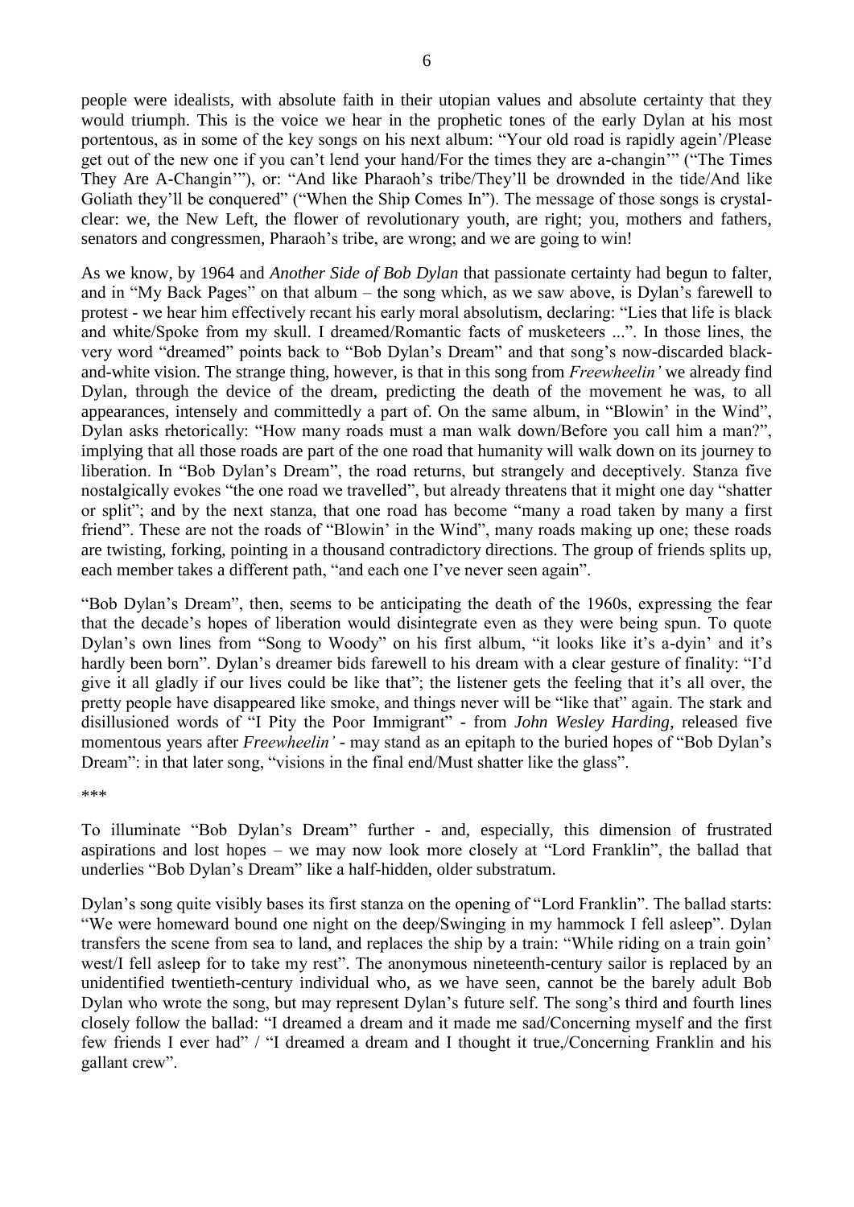people were idealists, with absolute faith in their utopian values and absolute certainty that they would triumph. This is the voice we hear in the prophetic tones of the early Dylan at his most portentous, as in some of the key songs on his next album: "Your old road is rapidly agein'/Please get out of the new one if you can't lend your hand/For the times they are a-changin'" ("The Times They Are A-Changin'"), or: "And like Pharaoh's tribe/They'll be drownded in the tide/And like Goliath they'll be conquered" ("When the Ship Comes In"). The message of those songs is crystal-clear: we, the New Left, the flower of revolutionary youth, are right; you, mothers and fathers, senators and congressmen, Pharaoh's tribe, are wrong; and we are going to win!

As we know, by 1964 and *Another Side of Bob Dylan* that passionate certainty had begun to falter, and in "My Back Pages" on that album – the song which, as we saw above, is Dylan's farewell to protest - we hear him effectively recant his early moral absolutism, declaring: "Lies that life is black and white/Spoke from my skull. I dreamed/Romantic facts of musketeers ...". In those lines, the very word "dreamed" points back to "Bob Dylan's Dream" and that song's now-discarded black-and-white vision. The strange thing, however, is that in this song from *Freewheelin'* we already find Dylan, through the device of the dream, predicting the death of the movement he was, to all appearances, intensely and committedly a part of. On the same album, in "Blowin' in the Wind", Dylan asks rhetorically: "How many roads must a man walk down/Before you call him a man?", implying that all those roads are part of the one road that humanity will walk down on its journey to liberation. In "Bob Dylan's Dream", the road returns, but strangely and deceptively. Stanza five nostalgically evokes "the one road we travelled", but already threatens that it might one day "shatter or split"; and by the next stanza, that one road has become "many a road taken by many a first friend". These are not the roads of "Blowin' in the Wind", many roads making up one; these roads are twisting, forking, pointing in a thousand contradictory directions. The group of friends splits up, each member takes a different path, "and each one I've never seen again".

"Bob Dylan's Dream", then, seems to be anticipating the death of the 1960s, expressing the fear that the decade's hopes of liberation would disintegrate even as they were being spun. To quote Dylan's own lines from "Song to Woody" on his first album, "it looks like it's a-dyin' and it's hardly been born". Dylan's dreamer bids farewell to his dream with a clear gesture of finality: "I'd give it all gladly if our lives could be like that"; the listener gets the feeling that it's all over, the pretty people have disappeared like smoke, and things never will be "like that" again. The stark and disillusioned words of "I Pity the Poor Immigrant" - from *John Wesley Harding*, released five momentous years after *Freewheelin'* - may stand as an epitaph to the buried hopes of "Bob Dylan's Dream": in that later song, "visions in the final end/Must shatter like the glass".

\*\*\*

To illuminate "Bob Dylan's Dream" further - and, especially, this dimension of frustrated aspirations and lost hopes – we may now look more closely at "Lord Franklin", the ballad that underlies "Bob Dylan's Dream" like a half-hidden, older substratum.

Dylan's song quite visibly bases its first stanza on the opening of "Lord Franklin". The ballad starts: "We were homeward bound one night on the deep/Swinging in my hammock I fell asleep". Dylan transfers the scene from sea to land, and replaces the ship by a train: "While riding on a train goin' west/I fell asleep for to take my rest". The anonymous nineteenth-century sailor is replaced by an unidentified twentieth-century individual who, as we have seen, cannot be the barely adult Bob Dylan who wrote the song, but may represent Dylan's future self. The song's third and fourth lines closely follow the ballad: "I dreamed a dream and it made me sad/Concerning myself and the first few friends I ever had" / "I dreamed a dream and I thought it true,/Concerning Franklin and his gallant crew".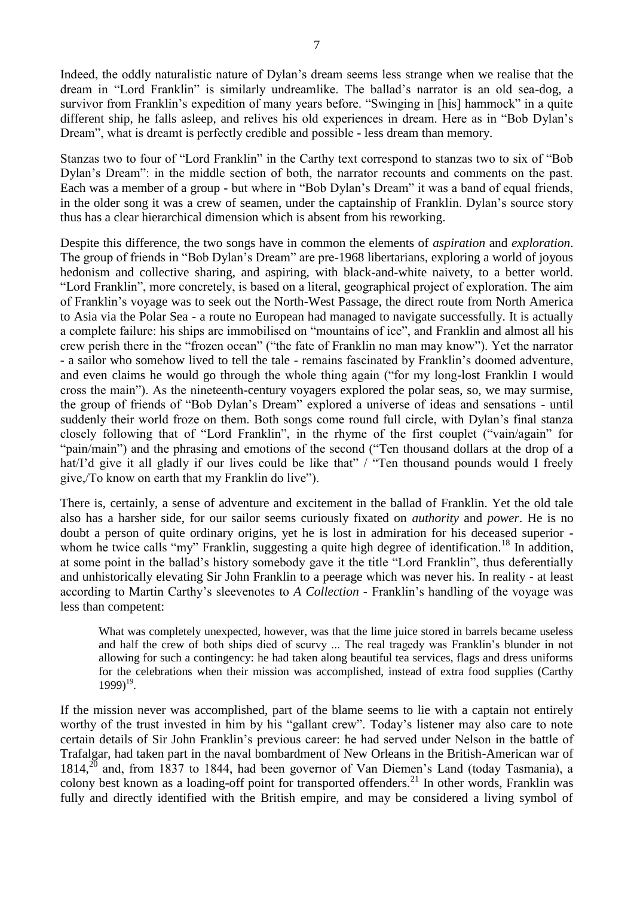Indeed, the oddly naturalistic nature of Dylan's dream seems less strange when we realise that the dream in "Lord Franklin" is similarly undreamlike. The ballad's narrator is an old sea-dog, a survivor from Franklin's expedition of many years before. "Swinging in [his] hammock" in a quite different ship, he falls asleep, and relives his old experiences in dream. Here as in "Bob Dylan's Dream", what is dreamt is perfectly credible and possible - less dream than memory.

Stanzas two to four of "Lord Franklin" in the Carthy text correspond to stanzas two to six of "Bob Dylan's Dream": in the middle section of both, the narrator recounts and comments on the past. Each was a member of a group - but where in "Bob Dylan's Dream" it was a band of equal friends, in the older song it was a crew of seamen, under the captainship of Franklin. Dylan's source story thus has a clear hierarchical dimension which is absent from his reworking.

Despite this difference, the two songs have in common the elements of *aspiration* and *exploration*. The group of friends in "Bob Dylan's Dream" are pre-1968 libertarians, exploring a world of joyous hedonism and collective sharing, and aspiring, with black-and-white naivety, to a better world. "Lord Franklin", more concretely, is based on a literal, geographical project of exploration. The aim of Franklin's voyage was to seek out the North-West Passage, the direct route from North America to Asia via the Polar Sea - a route no European had managed to navigate successfully. It is actually a complete failure: his ships are immobilised on "mountains of ice", and Franklin and almost all his crew perish there in the "frozen ocean" ("the fate of Franklin no man may know"). Yet the narrator - a sailor who somehow lived to tell the tale - remains fascinated by Franklin's doomed adventure, and even claims he would go through the whole thing again ("for my long-lost Franklin I would cross the main"). As the nineteenth-century voyagers explored the polar seas, so, we may surmise, the group of friends of "Bob Dylan's Dream" explored a universe of ideas and sensations - until suddenly their world froze on them. Both songs come round full circle, with Dylan's final stanza closely following that of "Lord Franklin", in the rhyme of the first couplet ("vain/again" for "pain/main") and the phrasing and emotions of the second ("Ten thousand dollars at the drop of a hat/I'd give it all gladly if our lives could be like that" / "Ten thousand pounds would I freely give,/To know on earth that my Franklin do live").

There is, certainly, a sense of adventure and excitement in the ballad of Franklin. Yet the old tale also has a harsher side, for our sailor seems curiously fixated on *authority* and *power*. He is no doubt a person of quite ordinary origins, yet he is lost in admiration for his deceased superior - whom he twice calls "my" Franklin, suggesting a quite high degree of identification.[18] In addition, at some point in the ballad's history somebody gave it the title "Lord Franklin", thus deferentially and unhistorically elevating Sir John Franklin to a peerage which was never his. In reality - at least according to Martin Carthy's sleevenotes to *A Collection* - Franklin's handling of the voyage was less than competent:

> What was completely unexpected, however, was that the lime juice stored in barrels became useless and half the crew of both ships died of scurvy ... The real tragedy was Franklin's blunder in not allowing for such a contingency: he had taken along beautiful tea services, flags and dress uniforms for the celebrations when their mission was accomplished, instead of extra food supplies (Carthy 1999)[19].

If the mission never was accomplished, part of the blame seems to lie with a captain not entirely worthy of the trust invested in him by his "gallant crew". Today's listener may also care to note certain details of Sir John Franklin's previous career: he had served under Nelson in the battle of Trafalgar, had taken part in the naval bombardment of New Orleans in the British-American war of 1814,[20] and, from 1837 to 1844, had been governor of Van Diemen's Land (today Tasmania), a colony best known as a loading-off point for transported offenders.[21] In other words, Franklin was fully and directly identified with the British empire, and may be considered a living symbol of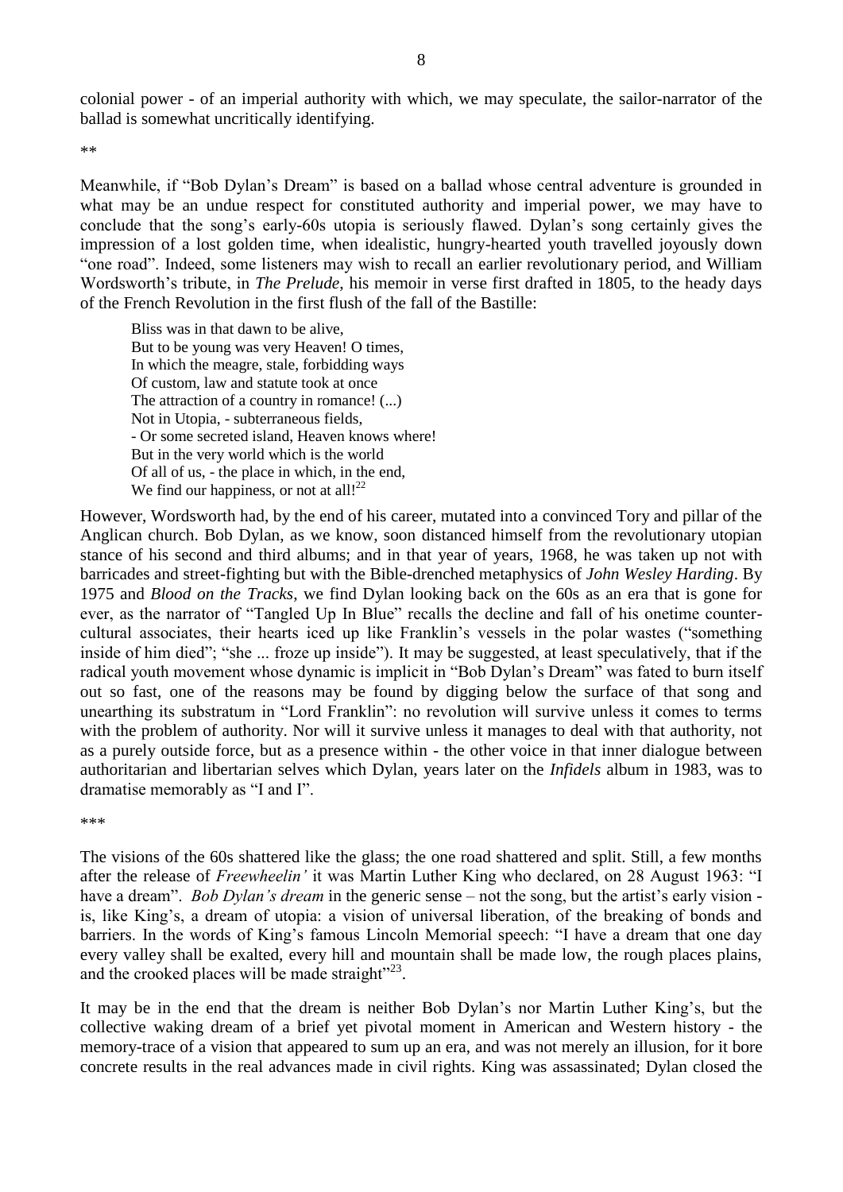colonial power - of an imperial authority with which, we may speculate, the sailor-narrator of the ballad is somewhat uncritically identifying.

**

Meanwhile, if "Bob Dylan's Dream" is based on a ballad whose central adventure is grounded in what may be an undue respect for constituted authority and imperial power, we may have to conclude that the song's early-60s utopia is seriously flawed. Dylan's song certainly gives the impression of a lost golden time, when idealistic, hungry-hearted youth travelled joyously down "one road". Indeed, some listeners may wish to recall an earlier revolutionary period, and William Wordsworth's tribute, in *The Prelude*, his memoir in verse first drafted in 1805, to the heady days of the French Revolution in the first flush of the fall of the Bastille:

> Bliss was in that dawn to be alive,
> But to be young was very Heaven! O times,
> In which the meagre, stale, forbidding ways
> Of custom, law and statute took at once
> The attraction of a country in romance! (...)
> Not in Utopia, - subterraneous fields,
> - Or some secreted island, Heaven knows where!
> But in the very world which is the world
> Of all of us, - the place in which, in the end,
> We find our happiness, or not at all![22]

However, Wordsworth had, by the end of his career, mutated into a convinced Tory and pillar of the Anglican church. Bob Dylan, as we know, soon distanced himself from the revolutionary utopian stance of his second and third albums; and in that year of years, 1968, he was taken up not with barricades and street-fighting but with the Bible-drenched metaphysics of *John Wesley Harding*. By 1975 and *Blood on the Tracks*, we find Dylan looking back on the 60s as an era that is gone for ever, as the narrator of "Tangled Up In Blue" recalls the decline and fall of his onetime counter-cultural associates, their hearts iced up like Franklin's vessels in the polar wastes ("something inside of him died"; "she ... froze up inside"). It may be suggested, at least speculatively, that if the radical youth movement whose dynamic is implicit in "Bob Dylan's Dream" was fated to burn itself out so fast, one of the reasons may be found by digging below the surface of that song and unearthing its substratum in "Lord Franklin": no revolution will survive unless it comes to terms with the problem of authority. Nor will it survive unless it manages to deal with that authority, not as a purely outside force, but as a presence within - the other voice in that inner dialogue between authoritarian and libertarian selves which Dylan, years later on the *Infidels* album in 1983, was to dramatise memorably as "I and I".

***

The visions of the 60s shattered like the glass; the one road shattered and split. Still, a few months after the release of *Freewheelin'* it was Martin Luther King who declared, on 28 August 1963: "I have a dream". *Bob Dylan's dream* in the generic sense – not the song, but the artist's early vision - is, like King's, a dream of utopia: a vision of universal liberation, of the breaking of bonds and barriers. In the words of King's famous Lincoln Memorial speech: "I have a dream that one day every valley shall be exalted, every hill and mountain shall be made low, the rough places plains, and the crooked places will be made straight"[23].

It may be in the end that the dream is neither Bob Dylan's nor Martin Luther King's, but the collective waking dream of a brief yet pivotal moment in American and Western history - the memory-trace of a vision that appeared to sum up an era, and was not merely an illusion, for it bore concrete results in the real advances made in civil rights. King was assassinated; Dylan closed the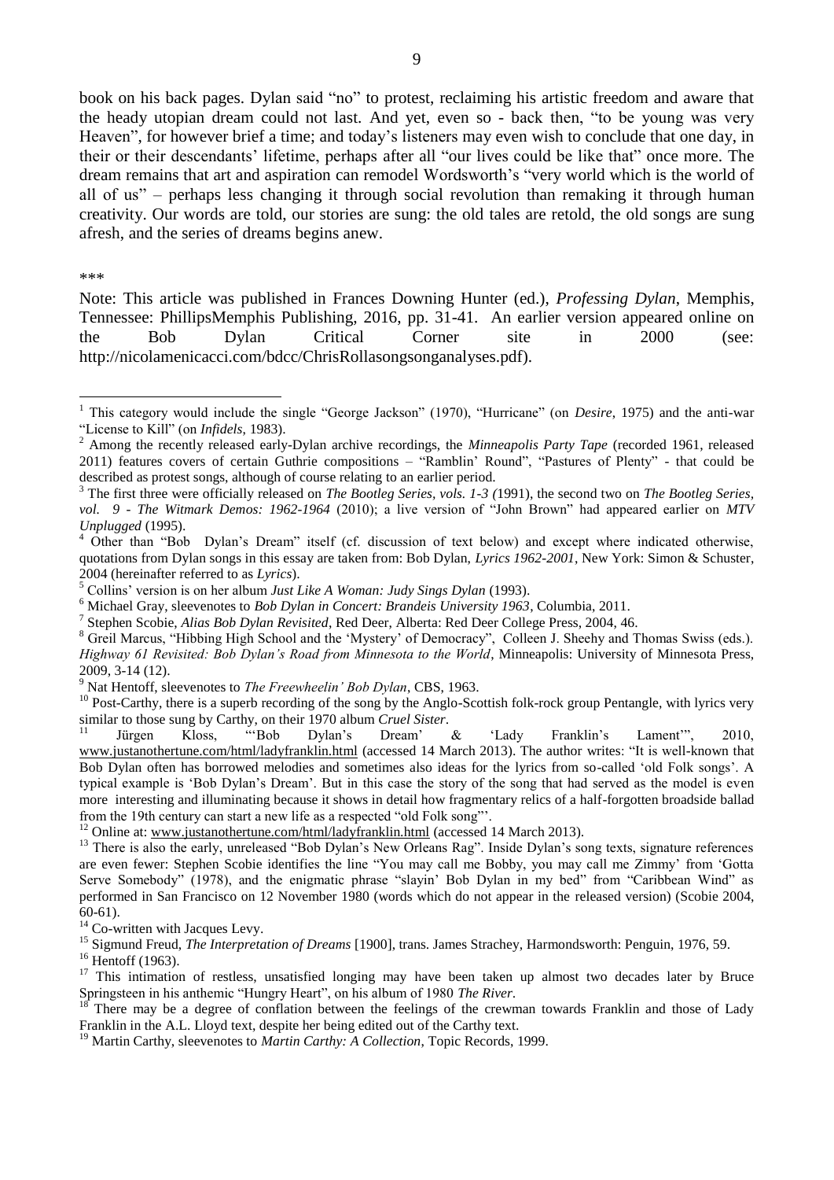book on his back pages. Dylan said "no" to protest, reclaiming his artistic freedom and aware that the heady utopian dream could not last. And yet, even so - back then, "to be young was very Heaven", for however brief a time; and today's listeners may even wish to conclude that one day, in their or their descendants' lifetime, perhaps after all "our lives could be like that" once more. The dream remains that art and aspiration can remodel Wordsworth's "very world which is the world of all of us" – perhaps less changing it through social revolution than remaking it through human creativity. Our words are told, our stories are sung: the old tales are retold, the old songs are sung afresh, and the series of dreams begins anew.

\*\*\*

Note: This article was published in Frances Downing Hunter (ed.), *Professing Dylan*, Memphis, Tennessee: PhillipsMemphis Publishing, 2016, pp. 31-41. An earlier version appeared online on the Bob Dylan Critical Corner site in 2000 (see: http://nicolamenicacci.com/bdcc/ChrisRollasongsonganalyses.pdf).

---

[1] This category would include the single "George Jackson" (1970), "Hurricane" (on *Desire*, 1975) and the anti-war "License to Kill" (on *Infidels*, 1983).

[2] Among the recently released early-Dylan archive recordings, the *Minneapolis Party Tape* (recorded 1961, released 2011) features covers of certain Guthrie compositions – "Ramblin' Round", "Pastures of Plenty" - that could be described as protest songs, although of course relating to an earlier period.

[3] The first three were officially released on *The Bootleg Series, vols. 1-3 (*1991), the second two on *The Bootleg Series, vol. 9 - The Witmark Demos: 1962-1964* (2010); a live version of "John Brown" had appeared earlier on *MTV Unplugged* (1995).

[4] Other than "Bob Dylan's Dream" itself (cf. discussion of text below) and except where indicated otherwise, quotations from Dylan songs in this essay are taken from: Bob Dylan, *Lyrics 1962-2001*, New York: Simon & Schuster, 2004 (hereinafter referred to as *Lyrics*).

[5] Collins' version is on her album *Just Like A Woman: Judy Sings Dylan* (1993).

[6] Michael Gray, sleevenotes to *Bob Dylan in Concert: Brandeis University 1963*, Columbia, 2011.

[7] Stephen Scobie, *Alias Bob Dylan Revisited*, Red Deer, Alberta: Red Deer College Press, 2004, 46.

[8] Greil Marcus, "Hibbing High School and the 'Mystery' of Democracy", Colleen J. Sheehy and Thomas Swiss (eds.). *Highway 61 Revisited: Bob Dylan's Road from Minnesota to the World*, Minneapolis: University of Minnesota Press, 2009, 3-14 (12).

[9] Nat Hentoff, sleevenotes to *The Freewheelin' Bob Dylan*, CBS, 1963.

[10] Post-Carthy, there is a superb recording of the song by the Anglo-Scottish folk-rock group Pentangle, with lyrics very similar to those sung by Carthy, on their 1970 album *Cruel Sister*.

[11] Jürgen Kloss, "'Bob Dylan's Dream' & 'Lady Franklin's Lament'", 2010, www.justanothertune.com/html/ladyfranklin.html (accessed 14 March 2013). The author writes: "It is well-known that Bob Dylan often has borrowed melodies and sometimes also ideas for the lyrics from so-called 'old Folk songs'. A typical example is 'Bob Dylan's Dream'. But in this case the story of the song that had served as the model is even more interesting and illuminating because it shows in detail how fragmentary relics of a half-forgotten broadside ballad from the 19th century can start a new life as a respected "old Folk song"'.

[12] Online at: www.justanothertune.com/html/ladyfranklin.html (accessed 14 March 2013).

[13] There is also the early, unreleased "Bob Dylan's New Orleans Rag". Inside Dylan's song texts, signature references are even fewer: Stephen Scobie identifies the line "You may call me Bobby, you may call me Zimmy' from 'Gotta Serve Somebody" (1978), and the enigmatic phrase "slayin' Bob Dylan in my bed" from "Caribbean Wind" as performed in San Francisco on 12 November 1980 (words which do not appear in the released version) (Scobie 2004, 60-61).

[14] Co-written with Jacques Levy.

[15] Sigmund Freud, *The Interpretation of Dreams* [1900], trans. James Strachey, Harmondsworth: Penguin, 1976, 59.

[16] Hentoff (1963).

[17] This intimation of restless, unsatisfied longing may have been taken up almost two decades later by Bruce Springsteen in his anthemic "Hungry Heart", on his album of 1980 *The River*.

[18] There may be a degree of conflation between the feelings of the crewman towards Franklin and those of Lady Franklin in the A.L. Lloyd text, despite her being edited out of the Carthy text.

[19] Martin Carthy, sleevenotes to *Martin Carthy: A Collection*, Topic Records, 1999.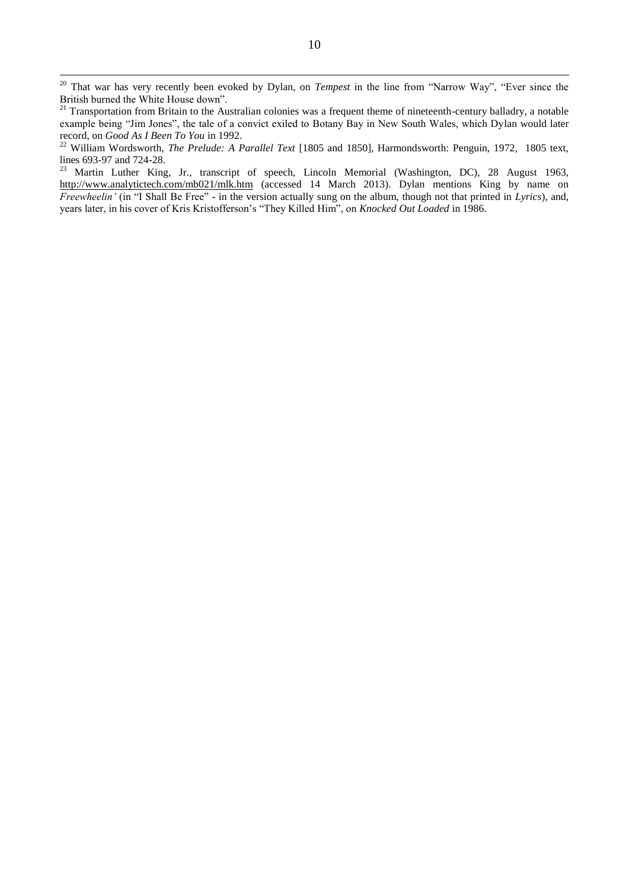[20] That war has very recently been evoked by Dylan, on *Tempest* in the line from "Narrow Way", "Ever since the British burned the White House down".

[21] Transportation from Britain to the Australian colonies was a frequent theme of nineteenth-century balladry, a notable example being "Jim Jones", the tale of a convict exiled to Botany Bay in New South Wales, which Dylan would later record, on *Good As I Been To You* in 1992.

[22] William Wordsworth, *The Prelude: A Parallel Text* [1805 and 1850], Harmondsworth: Penguin, 1972, 1805 text, lines 693-97 and 724-28.

[23] Martin Luther King, Jr., transcript of speech, Lincoln Memorial (Washington, DC), 28 August 1963, http://www.analytictech.com/mb021/mlk.htm (accessed 14 March 2013). Dylan mentions King by name on *Freewheelin'* (in "I Shall Be Free" - in the version actually sung on the album, though not that printed in *Lyrics*), and, years later, in his cover of Kris Kristofferson's "They Killed Him", on *Knocked Out Loaded* in 1986.